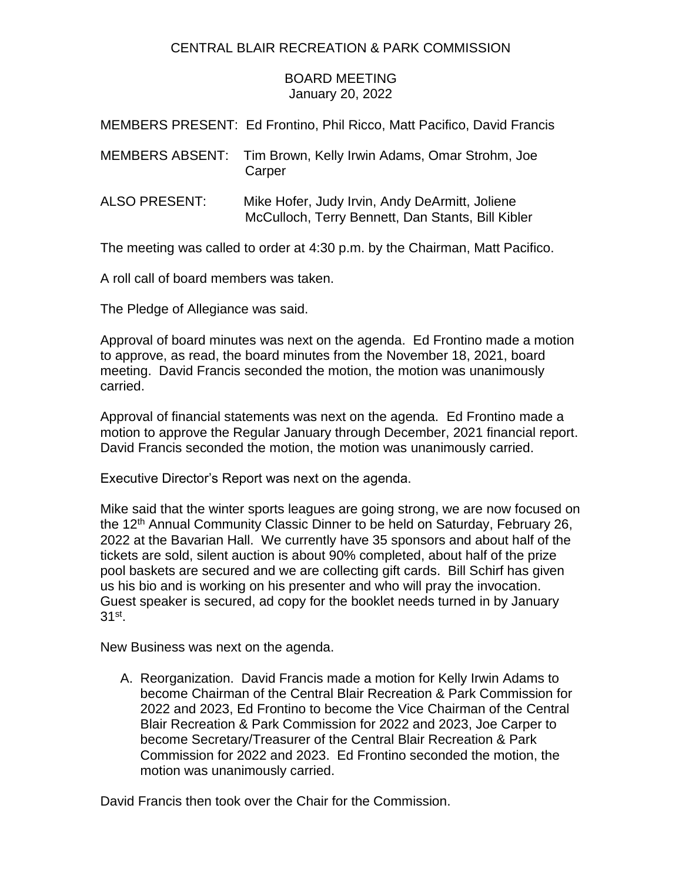# CENTRAL BLAIR RECREATION & PARK COMMISSION

## BOARD MEETING
January 20, 2022

MEMBERS PRESENT: Ed Frontino, Phil Ricco, Matt Pacifico, David Francis

MEMBERS ABSENT: Tim Brown, Kelly Irwin Adams, Omar Strohm, Joe Carper

ALSO PRESENT: Mike Hofer, Judy Irvin, Andy DeArmitt, Joliene McCulloch, Terry Bennett, Dan Stants, Bill Kibler

The meeting was called to order at 4:30 p.m. by the Chairman, Matt Pacifico.

A roll call of board members was taken.

The Pledge of Allegiance was said.

Approval of board minutes was next on the agenda. Ed Frontino made a motion to approve, as read, the board minutes from the November 18, 2021, board meeting. David Francis seconded the motion, the motion was unanimously carried.

Approval of financial statements was next on the agenda. Ed Frontino made a motion to approve the Regular January through December, 2021 financial report. David Francis seconded the motion, the motion was unanimously carried.

Executive Director's Report was next on the agenda.

Mike said that the winter sports leagues are going strong, we are now focused on the 12th Annual Community Classic Dinner to be held on Saturday, February 26, 2022 at the Bavarian Hall. We currently have 35 sponsors and about half of the tickets are sold, silent auction is about 90% completed, about half of the prize pool baskets are secured and we are collecting gift cards. Bill Schirf has given us his bio and is working on his presenter and who will pray the invocation. Guest speaker is secured, ad copy for the booklet needs turned in by January 31st.

New Business was next on the agenda.

A. Reorganization. David Francis made a motion for Kelly Irwin Adams to become Chairman of the Central Blair Recreation & Park Commission for 2022 and 2023, Ed Frontino to become the Vice Chairman of the Central Blair Recreation & Park Commission for 2022 and 2023, Joe Carper to become Secretary/Treasurer of the Central Blair Recreation & Park Commission for 2022 and 2023. Ed Frontino seconded the motion, the motion was unanimously carried.

David Francis then took over the Chair for the Commission.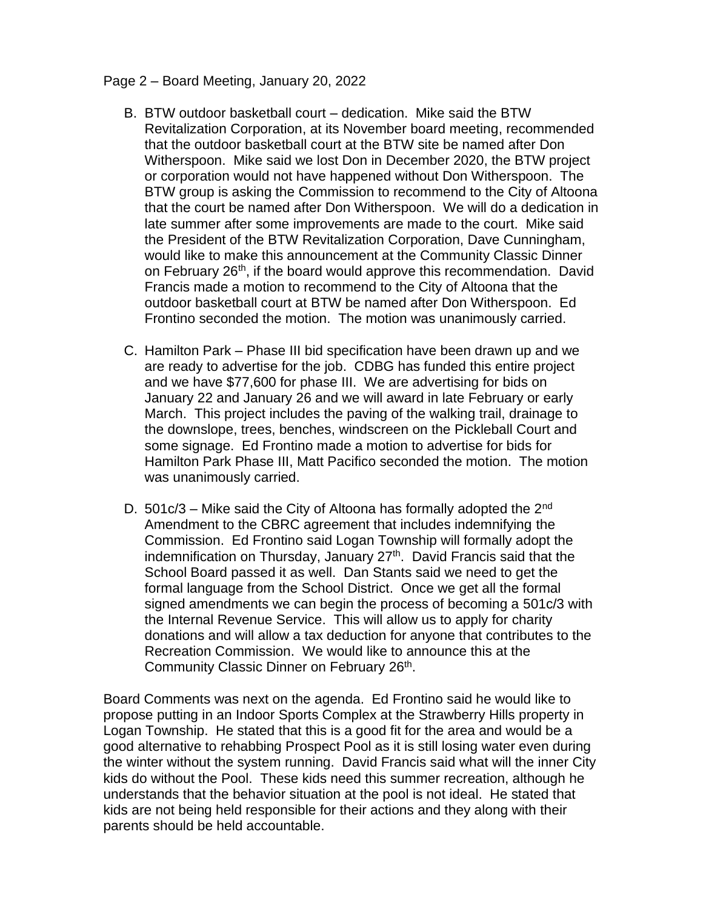Page 2 – Board Meeting, January 20, 2022

B. BTW outdoor basketball court – dedication. Mike said the BTW Revitalization Corporation, at its November board meeting, recommended that the outdoor basketball court at the BTW site be named after Don Witherspoon. Mike said we lost Don in December 2020, the BTW project or corporation would not have happened without Don Witherspoon. The BTW group is asking the Commission to recommend to the City of Altoona that the court be named after Don Witherspoon. We will do a dedication in late summer after some improvements are made to the court. Mike said the President of the BTW Revitalization Corporation, Dave Cunningham, would like to make this announcement at the Community Classic Dinner on February 26th, if the board would approve this recommendation. David Francis made a motion to recommend to the City of Altoona that the outdoor basketball court at BTW be named after Don Witherspoon. Ed Frontino seconded the motion. The motion was unanimously carried.

C. Hamilton Park – Phase III bid specification have been drawn up and we are ready to advertise for the job. CDBG has funded this entire project and we have $77,600 for phase III. We are advertising for bids on January 22 and January 26 and we will award in late February or early March. This project includes the paving of the walking trail, drainage to the downslope, trees, benches, windscreen on the Pickleball Court and some signage. Ed Frontino made a motion to advertise for bids for Hamilton Park Phase III, Matt Pacifico seconded the motion. The motion was unanimously carried.

D. 501c/3 – Mike said the City of Altoona has formally adopted the 2nd Amendment to the CBRC agreement that includes indemnifying the Commission. Ed Frontino said Logan Township will formally adopt the indemnification on Thursday, January 27th. David Francis said that the School Board passed it as well. Dan Stants said we need to get the formal language from the School District. Once we get all the formal signed amendments we can begin the process of becoming a 501c/3 with the Internal Revenue Service. This will allow us to apply for charity donations and will allow a tax deduction for anyone that contributes to the Recreation Commission. We would like to announce this at the Community Classic Dinner on February 26th.

Board Comments was next on the agenda. Ed Frontino said he would like to propose putting in an Indoor Sports Complex at the Strawberry Hills property in Logan Township. He stated that this is a good fit for the area and would be a good alternative to rehabbing Prospect Pool as it is still losing water even during the winter without the system running. David Francis said what will the inner City kids do without the Pool. These kids need this summer recreation, although he understands that the behavior situation at the pool is not ideal. He stated that kids are not being held responsible for their actions and they along with their parents should be held accountable.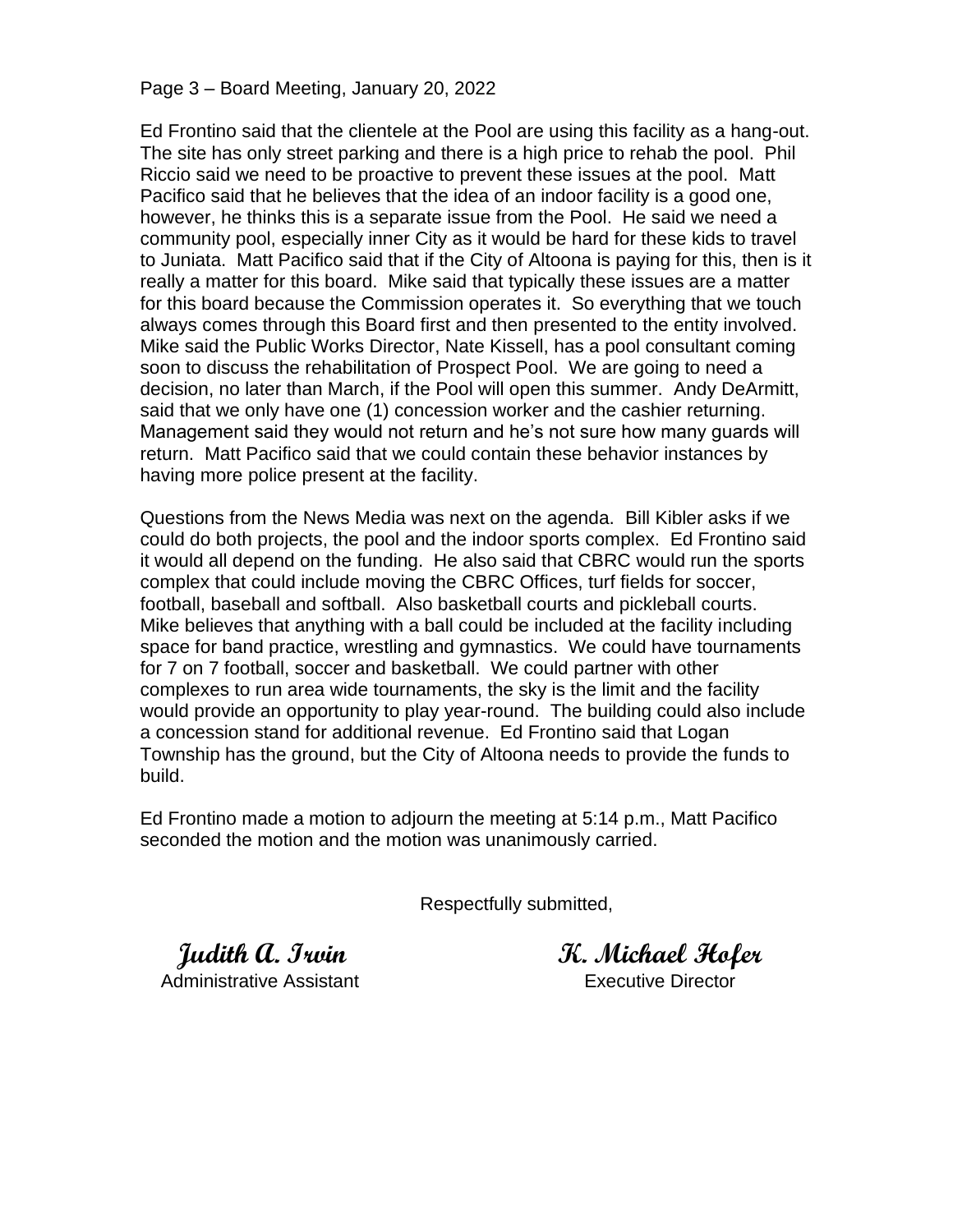Ed Frontino said that the clientele at the Pool are using this facility as a hang-out. The site has only street parking and there is a high price to rehab the pool. Phil Riccio said we need to be proactive to prevent these issues at the pool. Matt Pacifico said that he believes that the idea of an indoor facility is a good one, however, he thinks this is a separate issue from the Pool. He said we need a community pool, especially inner City as it would be hard for these kids to travel to Juniata. Matt Pacifico said that if the City of Altoona is paying for this, then is it really a matter for this board. Mike said that typically these issues are a matter for this board because the Commission operates it. So everything that we touch always comes through this Board first and then presented to the entity involved. Mike said the Public Works Director, Nate Kissell, has a pool consultant coming soon to discuss the rehabilitation of Prospect Pool. We are going to need a decision, no later than March, if the Pool will open this summer. Andy DeArmitt, said that we only have one (1) concession worker and the cashier returning. Management said they would not return and he's not sure how many guards will return. Matt Pacifico said that we could contain these behavior instances by having more police present at the facility.

Questions from the News Media was next on the agenda. Bill Kibler asks if we could do both projects, the pool and the indoor sports complex. Ed Frontino said it would all depend on the funding. He also said that CBRC would run the sports complex that could include moving the CBRC Offices, turf fields for soccer, football, baseball and softball. Also basketball courts and pickleball courts. Mike believes that anything with a ball could be included at the facility including space for band practice, wrestling and gymnastics. We could have tournaments for 7 on 7 football, soccer and basketball. We could partner with other complexes to run area wide tournaments, the sky is the limit and the facility would provide an opportunity to play year-round. The building could also include a concession stand for additional revenue. Ed Frontino said that Logan Township has the ground, but the City of Altoona needs to provide the funds to build.

Ed Frontino made a motion to adjourn the meeting at 5:14 p.m., Matt Pacifico seconded the motion and the motion was unanimously carried.

Respectfully submitted,

*Judith A. Irvin*
Administrative Assistant

*K. Michael Hofer*
Executive Director